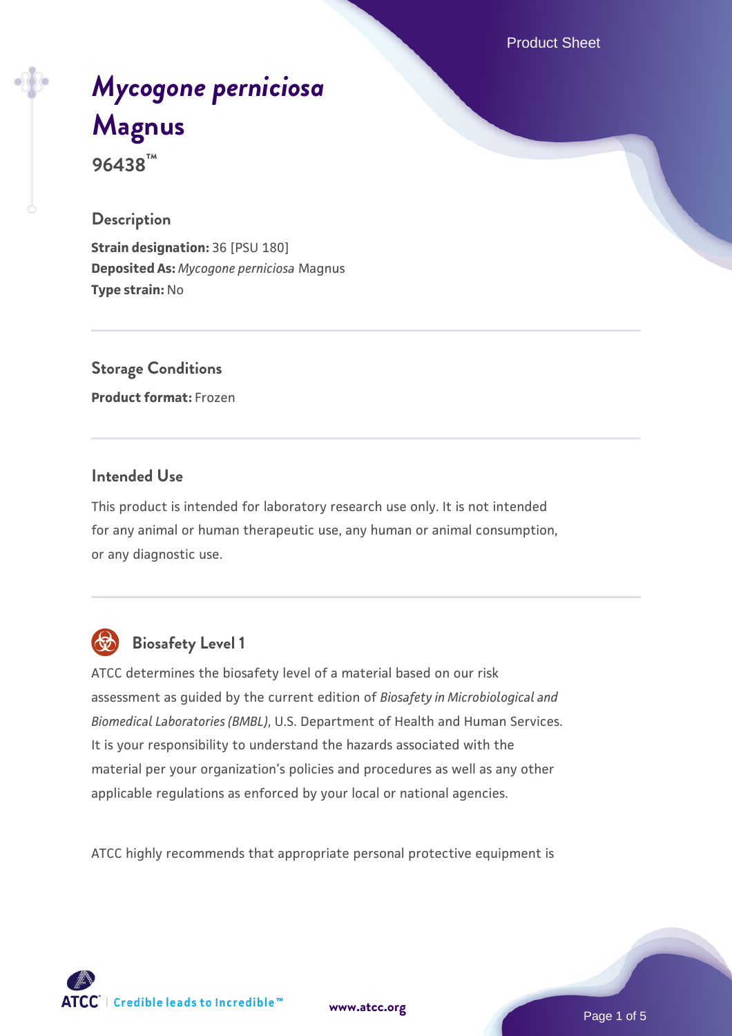# *Mycogone perniciosa* Magnus

**96438™**

## Description

**Strain designation:** 36 [PSU 180]
**Deposited As:** *Mycogone perniciosa* Magnus
**Type strain:** No

## Storage Conditions

**Product format:** Frozen

## Intended Use

This product is intended for laboratory research use only. It is not intended for any animal or human therapeutic use, any human or animal consumption, or any diagnostic use.

## Biosafety Level 1

ATCC determines the biosafety level of a material based on our risk assessment as guided by the current edition of *Biosafety in Microbiological and Biomedical Laboratories (BMBL)*, U.S. Department of Health and Human Services. It is your responsibility to understand the hazards associated with the material per your organization's policies and procedures as well as any other applicable regulations as enforced by your local or national agencies.

ATCC highly recommends that appropriate personal protective equipment is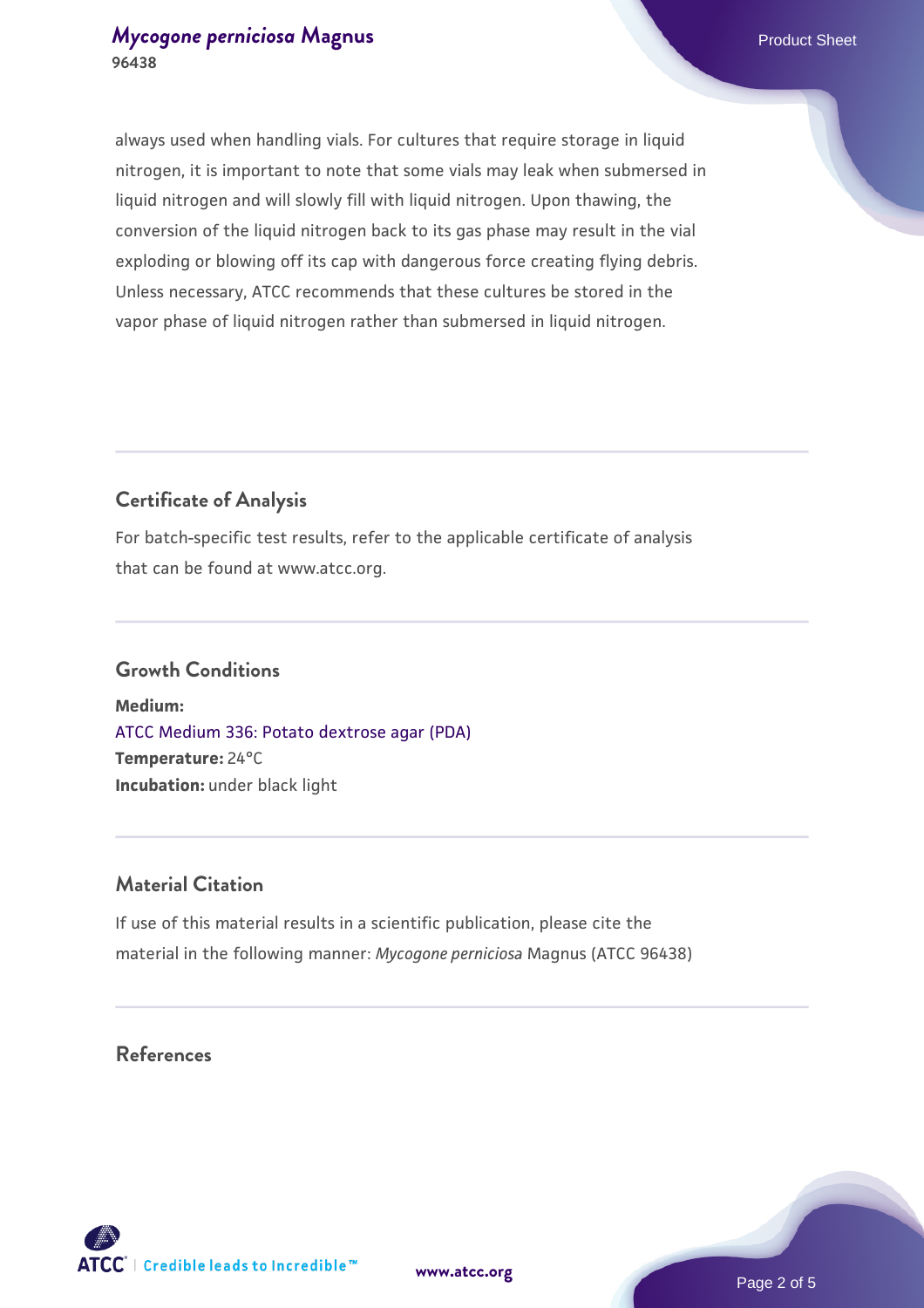always used when handling vials. For cultures that require storage in liquid nitrogen, it is important to note that some vials may leak when submersed in liquid nitrogen and will slowly fill with liquid nitrogen. Upon thawing, the conversion of the liquid nitrogen back to its gas phase may result in the vial exploding or blowing off its cap with dangerous force creating flying debris. Unless necessary, ATCC recommends that these cultures be stored in the vapor phase of liquid nitrogen rather than submersed in liquid nitrogen.

## Certificate of Analysis

For batch-specific test results, refer to the applicable certificate of analysis that can be found at www.atcc.org.

## Growth Conditions

**Medium:**
ATCC Medium 336: Potato dextrose agar (PDA)
**Temperature:** 24°C
**Incubation:** under black light

## Material Citation

If use of this material results in a scientific publication, please cite the material in the following manner: *Mycogone perniciosa* Magnus (ATCC 96438)

## References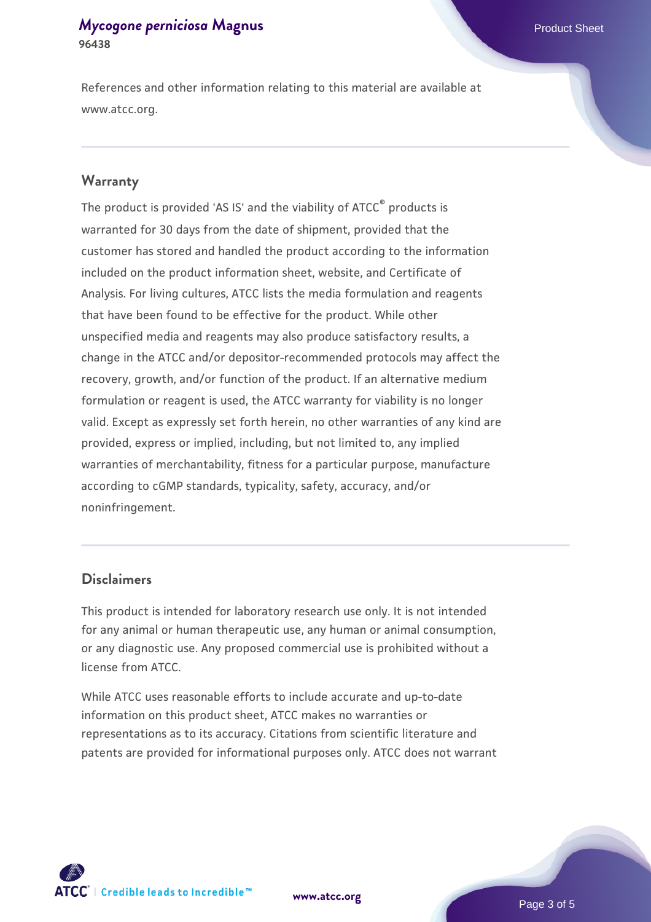References and other information relating to this material are available at www.atcc.org.

## Warranty

The product is provided 'AS IS' and the viability of ATCC® products is warranted for 30 days from the date of shipment, provided that the customer has stored and handled the product according to the information included on the product information sheet, website, and Certificate of Analysis. For living cultures, ATCC lists the media formulation and reagents that have been found to be effective for the product. While other unspecified media and reagents may also produce satisfactory results, a change in the ATCC and/or depositor-recommended protocols may affect the recovery, growth, and/or function of the product. If an alternative medium formulation or reagent is used, the ATCC warranty for viability is no longer valid. Except as expressly set forth herein, no other warranties of any kind are provided, express or implied, including, but not limited to, any implied warranties of merchantability, fitness for a particular purpose, manufacture according to cGMP standards, typicality, safety, accuracy, and/or noninfringement.

## Disclaimers

This product is intended for laboratory research use only. It is not intended for any animal or human therapeutic use, any human or animal consumption, or any diagnostic use. Any proposed commercial use is prohibited without a license from ATCC.

While ATCC uses reasonable efforts to include accurate and up-to-date information on this product sheet, ATCC makes no warranties or representations as to its accuracy. Citations from scientific literature and patents are provided for informational purposes only. ATCC does not warrant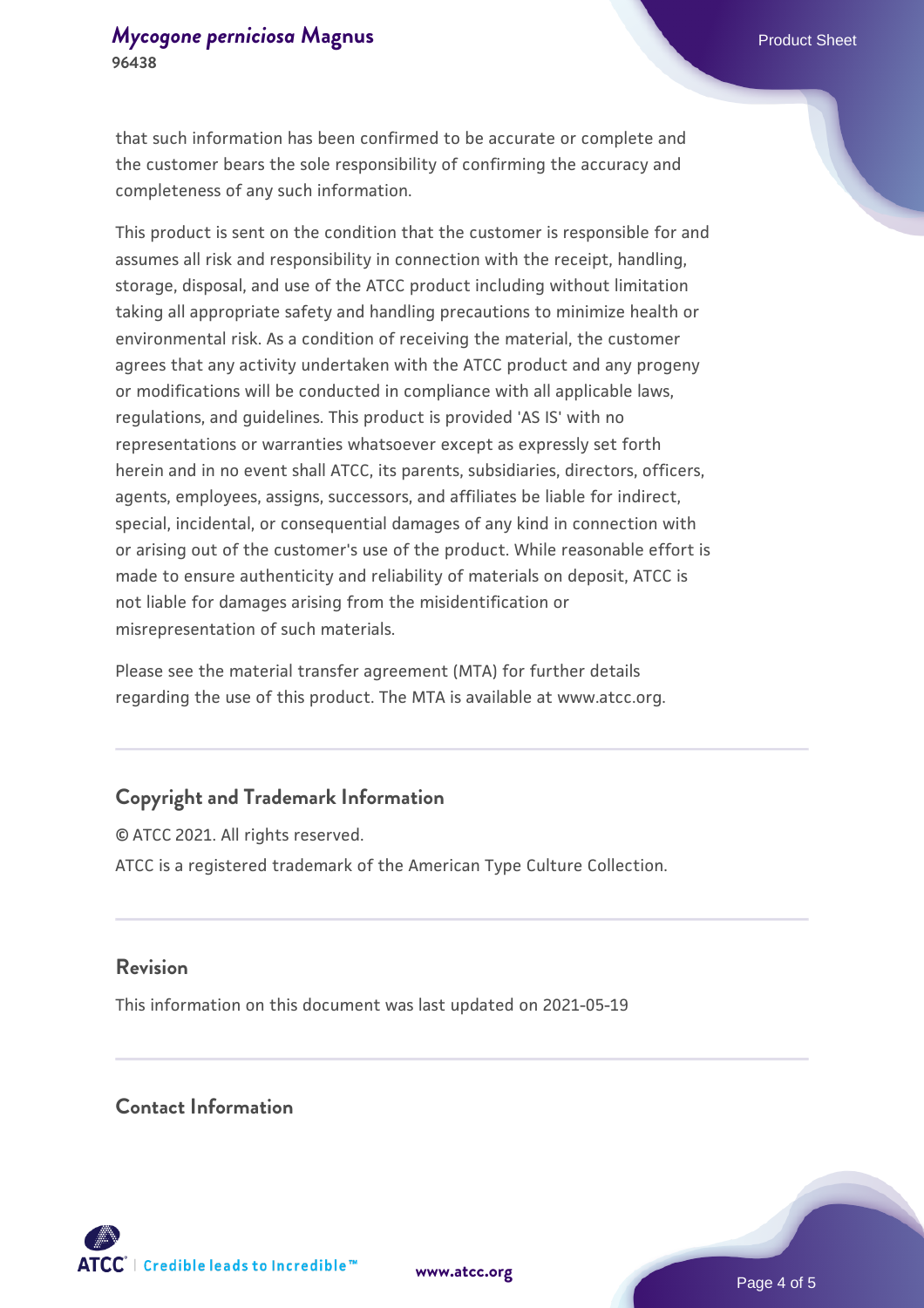that such information has been confirmed to be accurate or complete and the customer bears the sole responsibility of confirming the accuracy and completeness of any such information.

This product is sent on the condition that the customer is responsible for and assumes all risk and responsibility in connection with the receipt, handling, storage, disposal, and use of the ATCC product including without limitation taking all appropriate safety and handling precautions to minimize health or environmental risk. As a condition of receiving the material, the customer agrees that any activity undertaken with the ATCC product and any progeny or modifications will be conducted in compliance with all applicable laws, regulations, and guidelines. This product is provided 'AS IS' with no representations or warranties whatsoever except as expressly set forth herein and in no event shall ATCC, its parents, subsidiaries, directors, officers, agents, employees, assigns, successors, and affiliates be liable for indirect, special, incidental, or consequential damages of any kind in connection with or arising out of the customer's use of the product. While reasonable effort is made to ensure authenticity and reliability of materials on deposit, ATCC is not liable for damages arising from the misidentification or misrepresentation of such materials.

Please see the material transfer agreement (MTA) for further details regarding the use of this product. The MTA is available at www.atcc.org.

## Copyright and Trademark Information

© ATCC 2021. All rights reserved.

ATCC is a registered trademark of the American Type Culture Collection.

## Revision

This information on this document was last updated on 2021-05-19

## Contact Information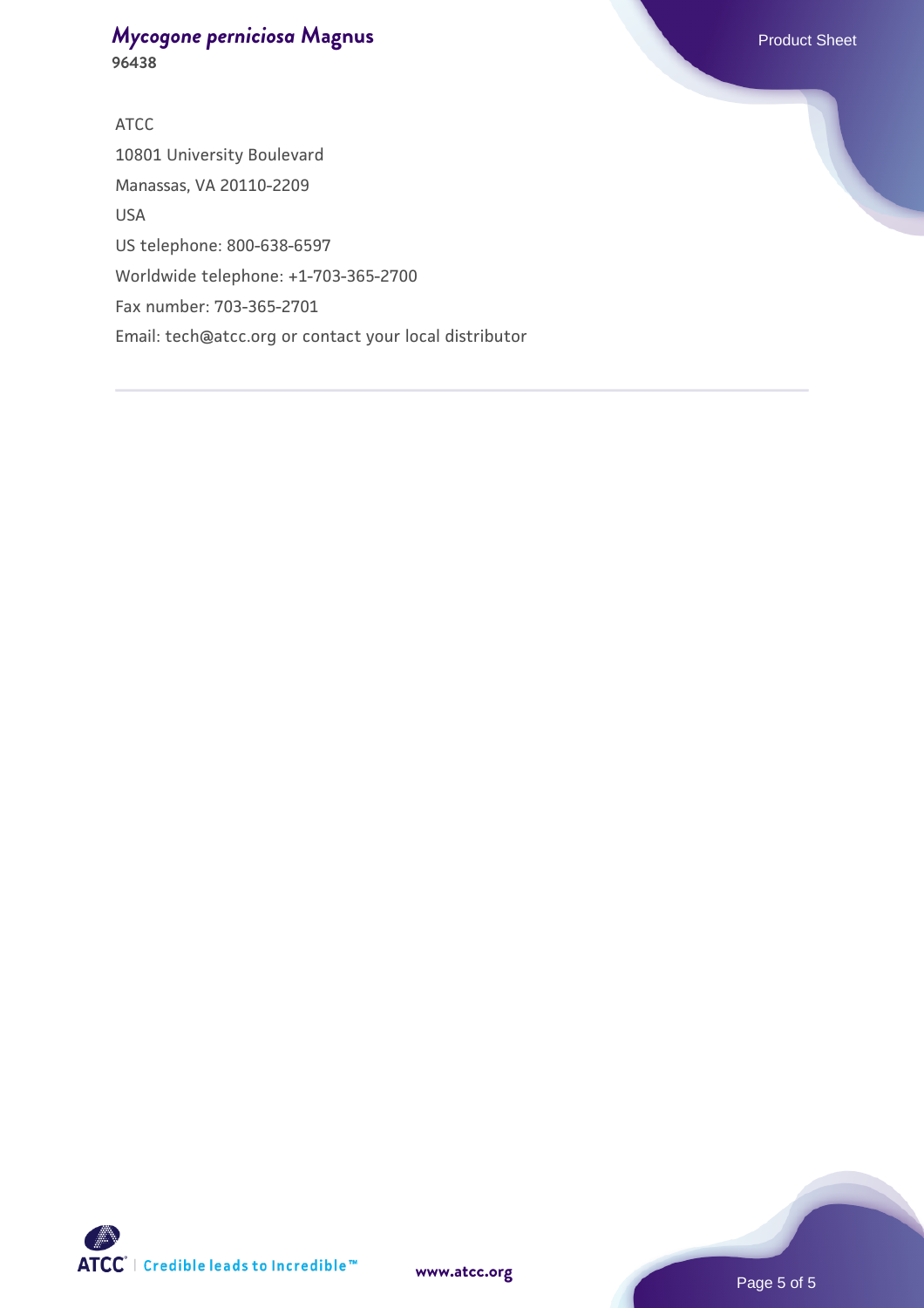ATCC

10801 University Boulevard

Manassas, VA 20110-2209

USA

US telephone: 800-638-6597

Worldwide telephone: +1-703-365-2700

Fax number: 703-365-2701

Email: tech@atcc.org or contact your local distributor